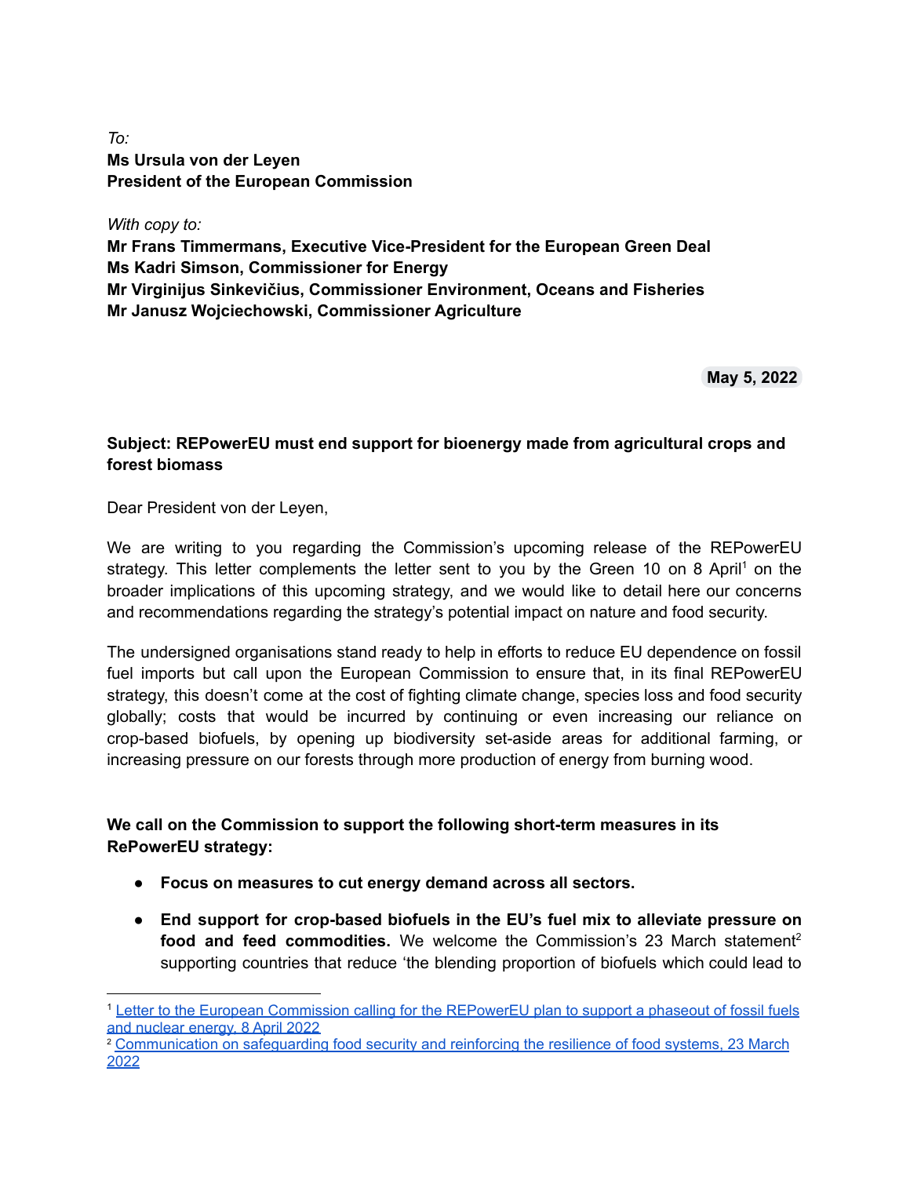*To:*
**Ms Ursula von der Leyen**
**President of the European Commission**

*With copy to:*
**Mr Frans Timmermans, Executive Vice-President for the European Green Deal**
**Ms Kadri Simson, Commissioner for Energy**
**Mr Virginijus Sinkevičius, Commissioner Environment, Oceans and Fisheries**
**Mr Janusz Wojciechowski, Commissioner Agriculture**

**May 5, 2022**

**Subject: REPowerEU must end support for bioenergy made from agricultural crops and forest biomass**

Dear President von der Leyen,

We are writing to you regarding the Commission's upcoming release of the REPowerEU strategy. This letter complements the letter sent to you by the Green 10 on 8 April[1] on the broader implications of this upcoming strategy, and we would like to detail here our concerns and recommendations regarding the strategy's potential impact on nature and food security.

The undersigned organisations stand ready to help in efforts to reduce EU dependence on fossil fuel imports but call upon the European Commission to ensure that, in its final REPowerEU strategy, this doesn't come at the cost of fighting climate change, species loss and food security globally; costs that would be incurred by continuing or even increasing our reliance on crop-based biofuels, by opening up biodiversity set-aside areas for additional farming, or increasing pressure on our forests through more production of energy from burning wood.

**We call on the Commission to support the following short-term measures in its RePowerEU strategy:**

- **Focus on measures to cut energy demand across all sectors.**
- **End support for crop-based biofuels in the EU's fuel mix to alleviate pressure on food and feed commodities.** We welcome the Commission's 23 March statement[2] supporting countries that reduce 'the blending proportion of biofuels which could lead to

---

[1] Letter to the European Commission calling for the REPowerEU plan to support a phaseout of fossil fuels and nuclear energy, 8 April 2022
[2] Communication on safeguarding food security and reinforcing the resilience of food systems, 23 March 2022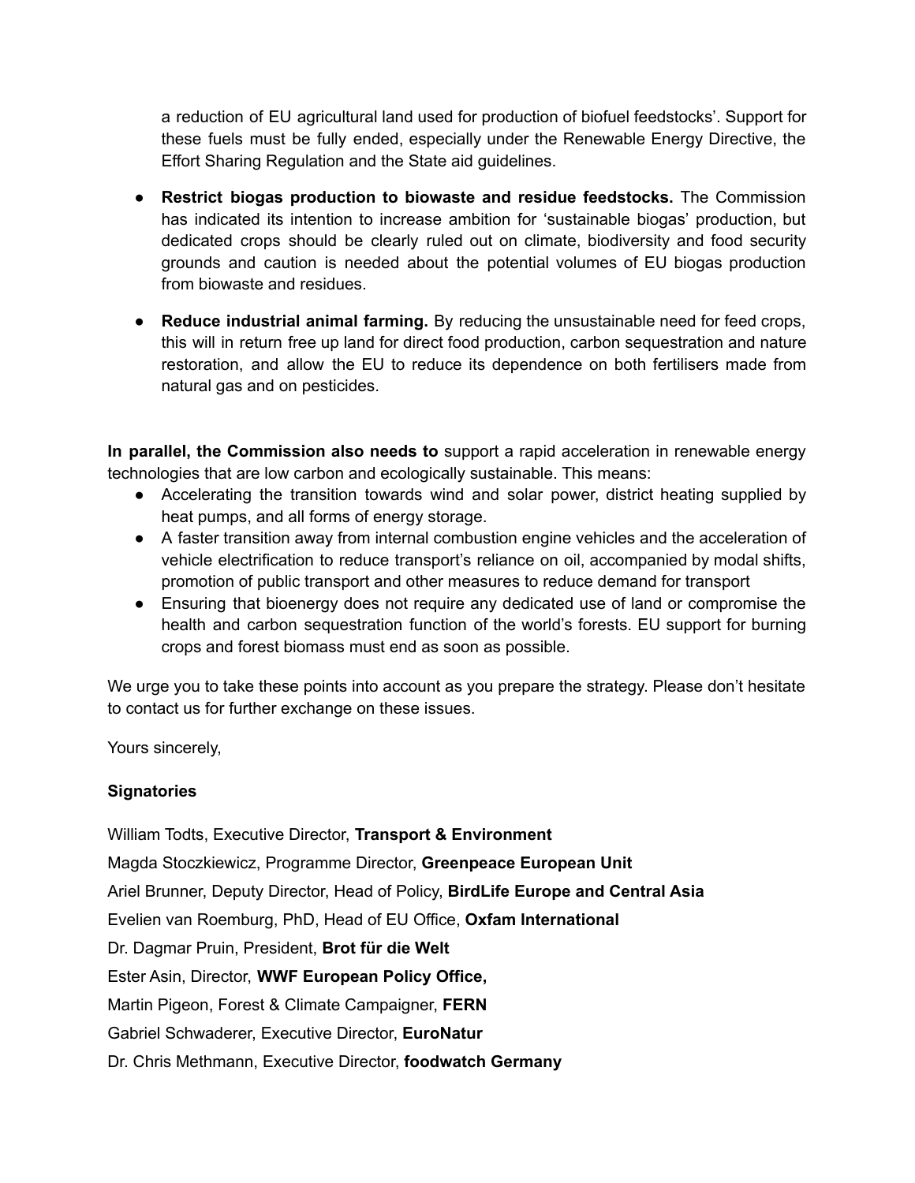a reduction of EU agricultural land used for production of biofuel feedstocks'. Support for these fuels must be fully ended, especially under the Renewable Energy Directive, the Effort Sharing Regulation and the State aid guidelines.

- **Restrict biogas production to biowaste and residue feedstocks.** The Commission has indicated its intention to increase ambition for 'sustainable biogas' production, but dedicated crops should be clearly ruled out on climate, biodiversity and food security grounds and caution is needed about the potential volumes of EU biogas production from biowaste and residues.

- **Reduce industrial animal farming.** By reducing the unsustainable need for feed crops, this will in return free up land for direct food production, carbon sequestration and nature restoration, and allow the EU to reduce its dependence on both fertilisers made from natural gas and on pesticides.

**In parallel, the Commission also needs to** support a rapid acceleration in renewable energy technologies that are low carbon and ecologically sustainable. This means:

- Accelerating the transition towards wind and solar power, district heating supplied by heat pumps, and all forms of energy storage.
- A faster transition away from internal combustion engine vehicles and the acceleration of vehicle electrification to reduce transport's reliance on oil, accompanied by modal shifts, promotion of public transport and other measures to reduce demand for transport
- Ensuring that bioenergy does not require any dedicated use of land or compromise the health and carbon sequestration function of the world's forests. EU support for burning crops and forest biomass must end as soon as possible.

We urge you to take these points into account as you prepare the strategy. Please don't hesitate to contact us for further exchange on these issues.

Yours sincerely,

**Signatories**

William Todts, Executive Director, **Transport & Environment**

Magda Stoczkiewicz, Programme Director, **Greenpeace European Unit**

Ariel Brunner, Deputy Director, Head of Policy, **BirdLife Europe and Central Asia**

Evelien van Roemburg, PhD, Head of EU Office, **Oxfam International**

Dr. Dagmar Pruin, President, **Brot für die Welt**

Ester Asin, Director, **WWF European Policy Office,**

Martin Pigeon, Forest & Climate Campaigner, **FERN**

Gabriel Schwaderer, Executive Director, **EuroNatur**

Dr. Chris Methmann, Executive Director, **foodwatch Germany**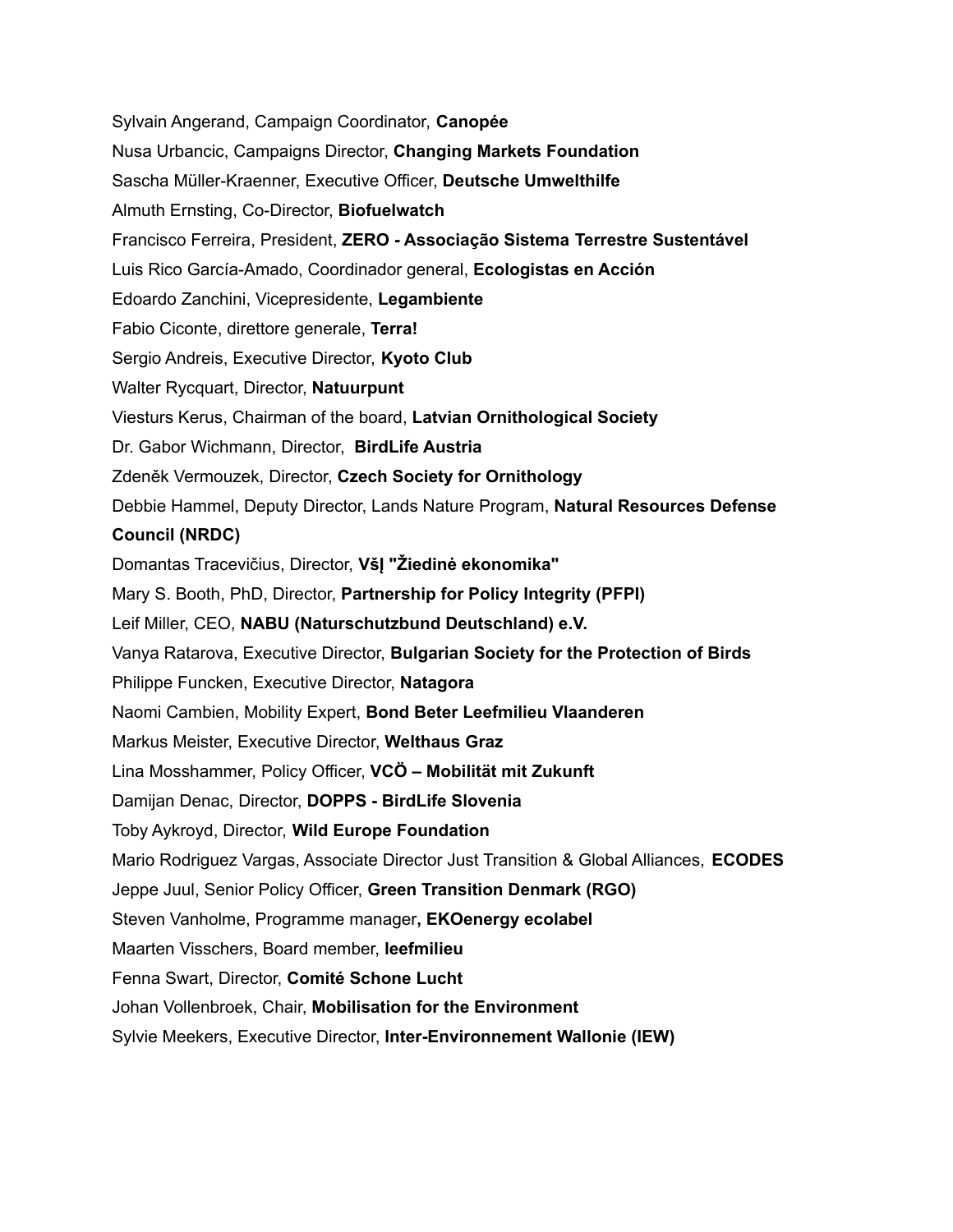Sylvain Angerand, Campaign Coordinator, **Canopée**

Nusa Urbancic, Campaigns Director, **Changing Markets Foundation**

Sascha Müller-Kraenner, Executive Officer, **Deutsche Umwelthilfe**

Almuth Ernsting, Co-Director, **Biofuelwatch**

Francisco Ferreira, President, **ZERO - Associação Sistema Terrestre Sustentável**

Luis Rico García-Amado, Coordinador general, **Ecologistas en Acción**

Edoardo Zanchini, Vicepresidente, **Legambiente**

Fabio Ciconte, direttore generale, **Terra!**

Sergio Andreis, Executive Director, **Kyoto Club**

Walter Rycquart, Director, **Natuurpunt**

Viesturs Kerus, Chairman of the board, **Latvian Ornithological Society**

Dr. Gabor Wichmann, Director, **BirdLife Austria**

Zdeněk Vermouzek, Director, **Czech Society for Ornithology**

Debbie Hammel, Deputy Director, Lands Nature Program, **Natural Resources Defense Council (NRDC)**

Domantas Tracevičius, Director, **VšĮ "Žiedinė ekonomika"**

Mary S. Booth, PhD, Director, **Partnership for Policy Integrity (PFPI)**

Leif Miller, CEO, **NABU (Naturschutzbund Deutschland) e.V.**

Vanya Ratarova, Executive Director, **Bulgarian Society for the Protection of Birds**

Philippe Funcken, Executive Director, **Natagora**

Naomi Cambien, Mobility Expert, **Bond Beter Leefmilieu Vlaanderen**

Markus Meister, Executive Director, **Welthaus Graz**

Lina Mosshammer, Policy Officer, **VCÖ – Mobilität mit Zukunft**

Damijan Denac, Director, **DOPPS - BirdLife Slovenia**

Toby Aykroyd, Director, **Wild Europe Foundation**

Mario Rodriguez Vargas, Associate Director Just Transition & Global Alliances, **ECODES**

Jeppe Juul, Senior Policy Officer, **Green Transition Denmark (RGO)**

Steven Vanholme, Programme manager**, EKOenergy ecolabel**

Maarten Visschers, Board member, **leefmilieu**

Fenna Swart, Director, **Comité Schone Lucht**

Johan Vollenbroek, Chair, **Mobilisation for the Environment**

Sylvie Meekers, Executive Director, **Inter-Environnement Wallonie (IEW)**